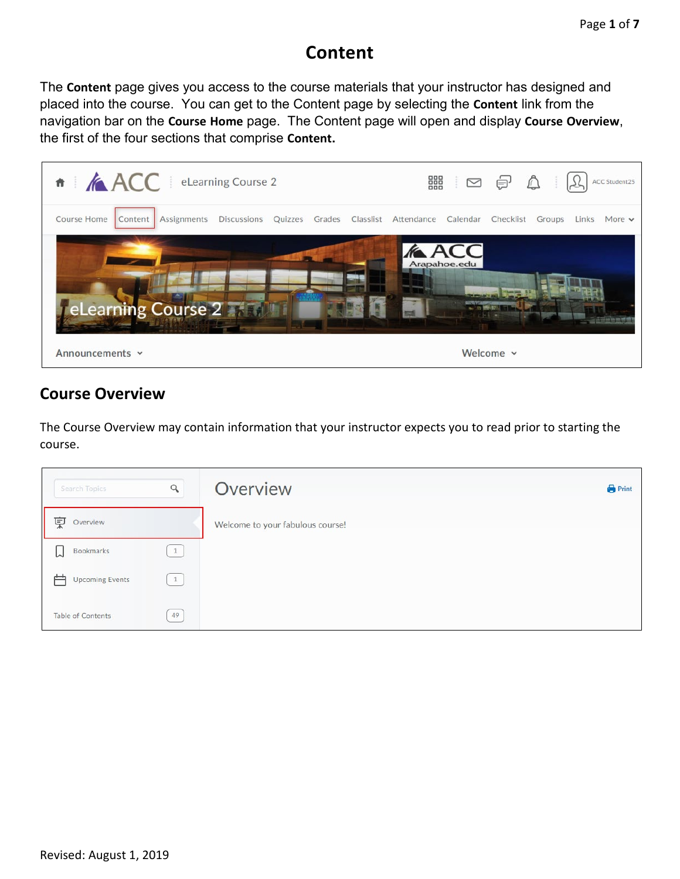# Content

The **Content** page gives you access to the course materials that your instructor has designed and placed into the course. You can get to the Content page by selecting the **Content** link from the navigation bar on the **Course Home** page. The Content page will open and display **Course Overview**, the first of the four sections that comprise **Content.**

## Course Overview

The Course Overview may contain information that your instructor expects you to read prior to starting the course.

Revised: August 1, 2019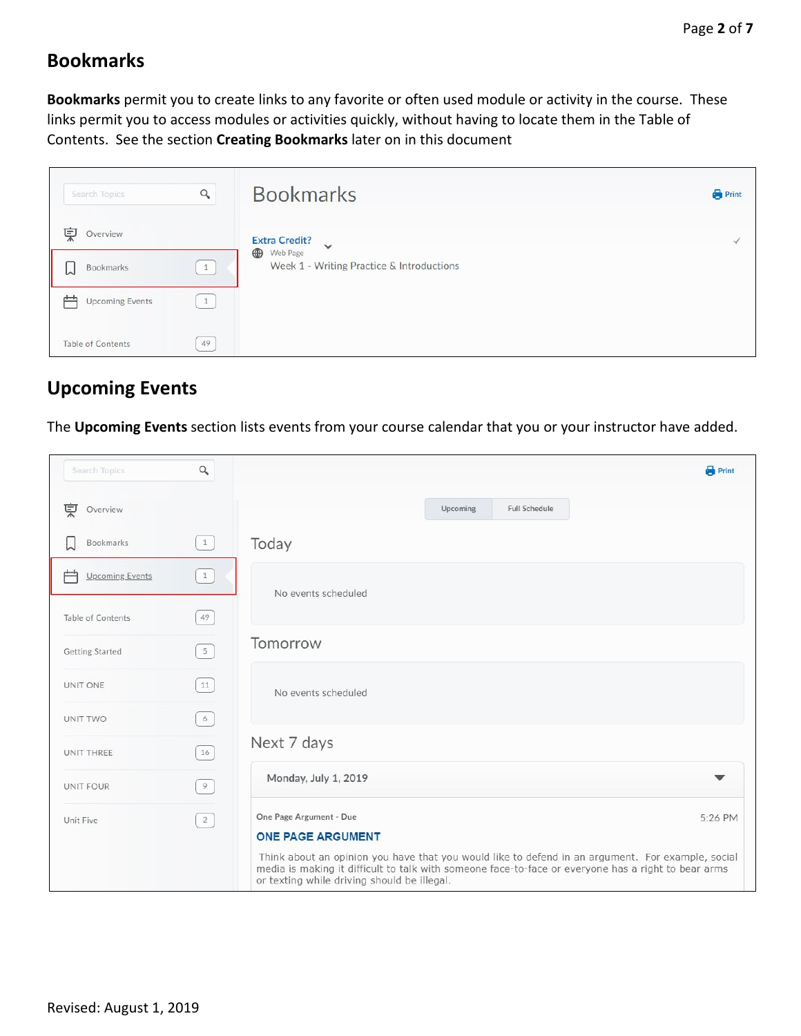## Bookmarks

**Bookmarks** permit you to create links to any favorite or often used module or activity in the course. These links permit you to access modules or activities quickly, without having to locate them in the Table of Contents. See the section **Creating Bookmarks** later on in this document

## Upcoming Events

The **Upcoming Events** section lists events from your course calendar that you or your instructor have added.

Revised: August 1, 2019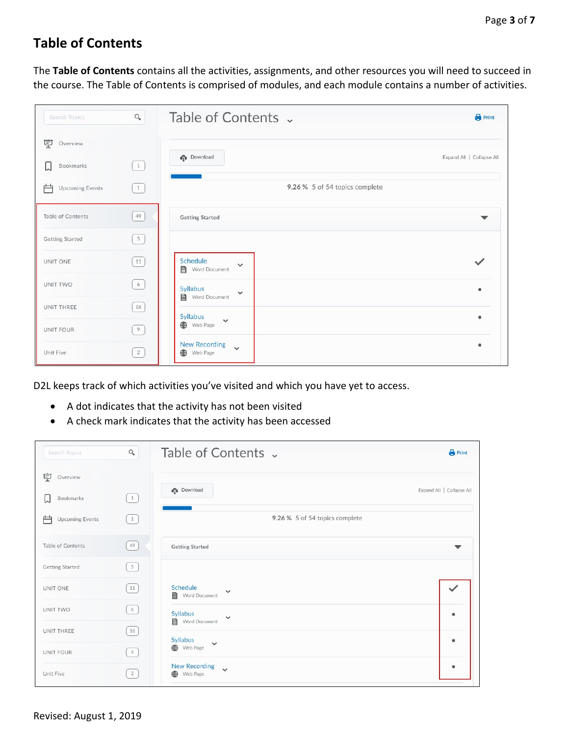## Table of Contents

The **Table of Contents** contains all the activities, assignments, and other resources you will need to succeed in the course. The Table of Contents is comprised of modules, and each module contains a number of activities.

D2L keeps track of which activities you've visited and which you have yet to access.

- A dot indicates that the activity has not been visited
- A check mark indicates that the activity has been accessed

Revised: August 1, 2019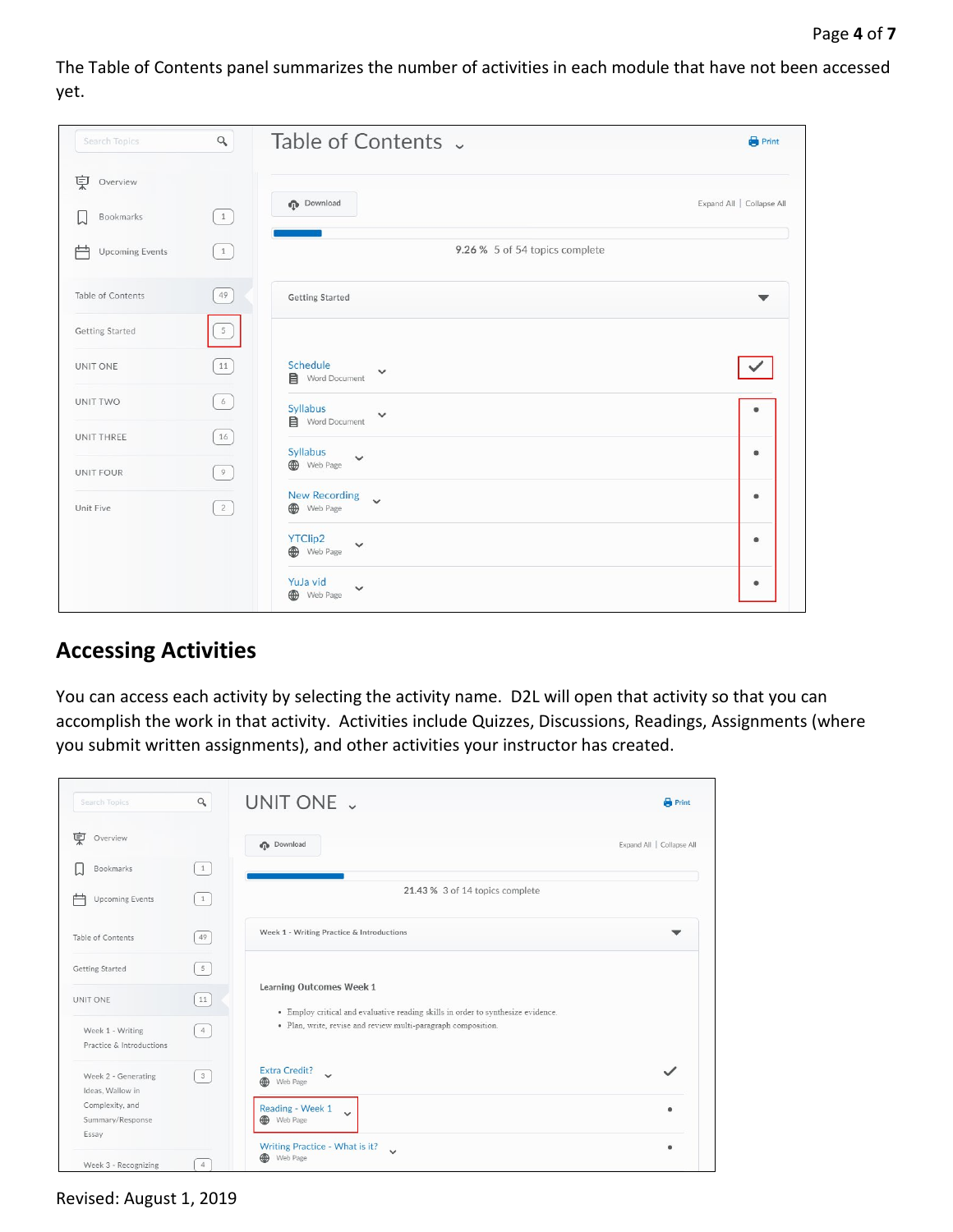The Table of Contents panel summarizes the number of activities in each module that have not been accessed yet.

## Accessing Activities

You can access each activity by selecting the activity name. D2L will open that activity so that you can accomplish the work in that activity. Activities include Quizzes, Discussions, Readings, Assignments (where you submit written assignments), and other activities your instructor has created.

Revised: August 1, 2019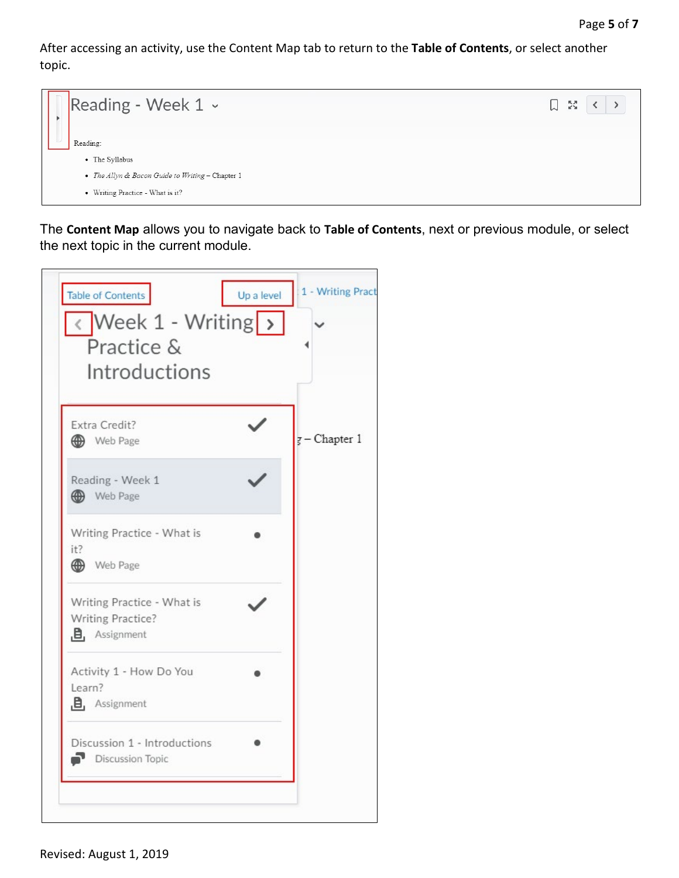After accessing an activity, use the Content Map tab to return to the **Table of Contents**, or select another topic.

The **Content Map** allows you to navigate back to **Table of Contents**, next or previous module, or select the next topic in the current module.

Revised: August 1, 2019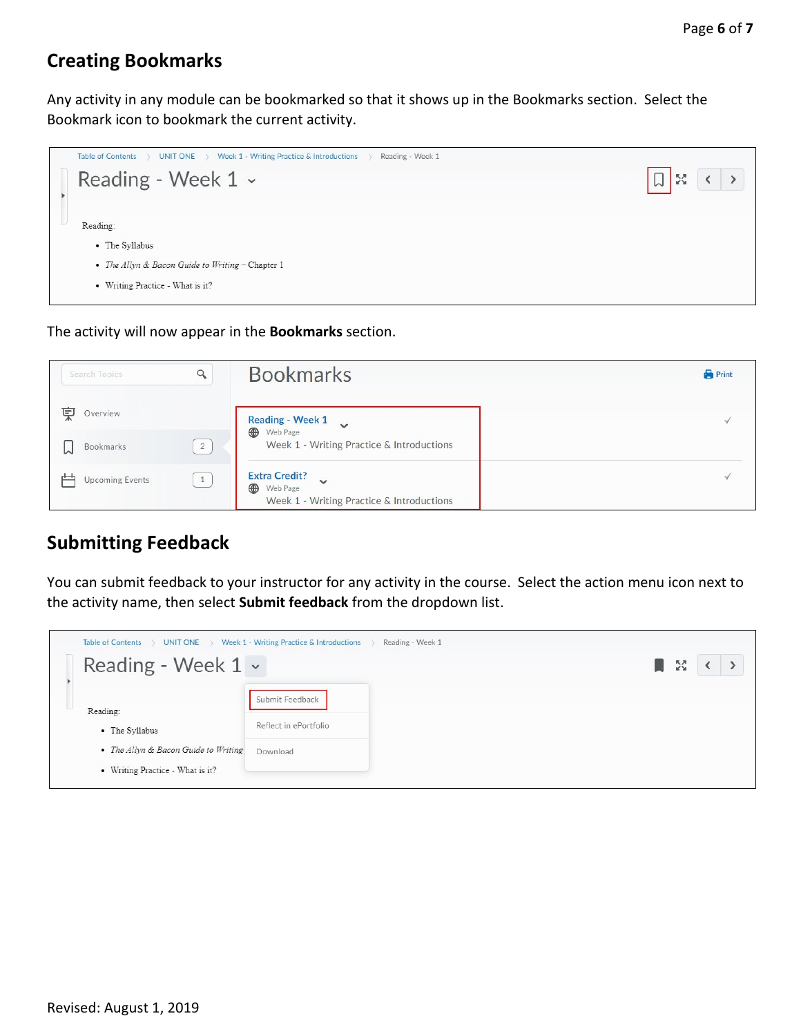## Creating Bookmarks

Any activity in any module can be bookmarked so that it shows up in the Bookmarks section. Select the Bookmark icon to bookmark the current activity.

The activity will now appear in the **Bookmarks** section.

## Submitting Feedback

You can submit feedback to your instructor for any activity in the course. Select the action menu icon next to the activity name, then select **Submit feedback** from the dropdown list.

Revised: August 1, 2019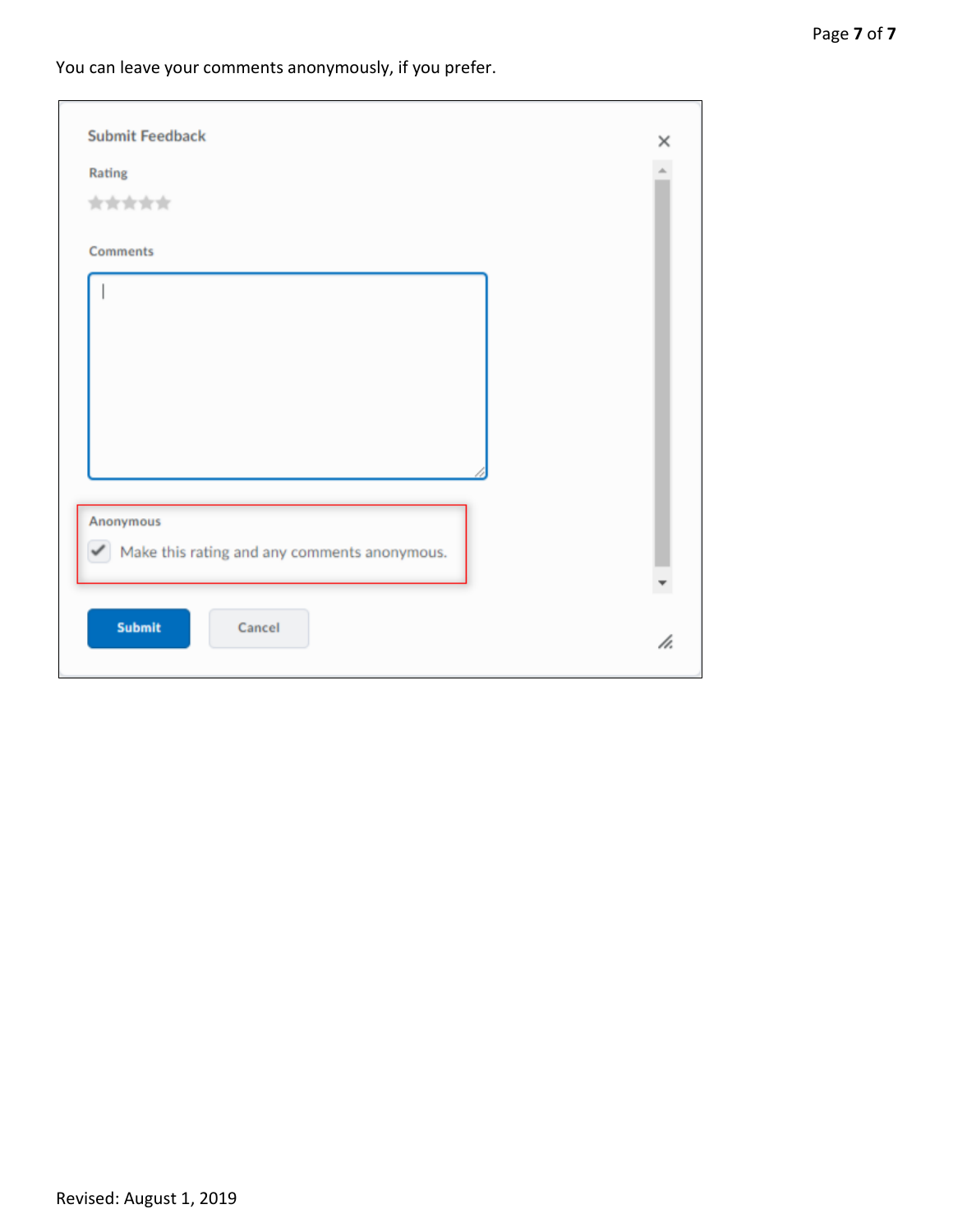You can leave your comments anonymously, if you prefer.

Submit Feedback

Rating

Comments

Anonymous

Make this rating and any comments anonymous.

Submit

Cancel

Revised: August 1, 2019